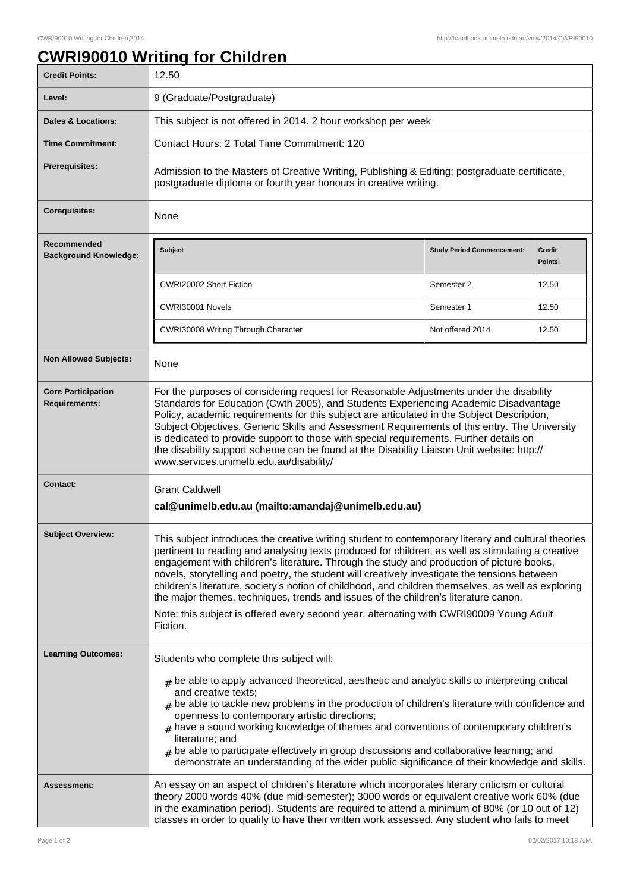# CWRI90010 Writing for Children

| | |
|---|---|
| **Credit Points:** | 12.50 |
| **Level:** | 9 (Graduate/Postgraduate) |
| **Dates & Locations:** | This subject is not offered in 2014. 2 hour workshop per week |
| **Time Commitment:** | Contact Hours: 2 Total Time Commitment: 120 |
| **Prerequisites:** | Admission to the Masters of Creative Writing, Publishing & Editing; postgraduate certificate, postgraduate diploma or fourth year honours in creative writing. |
| **Corequisites:** | None |
| **Recommended Background Knowledge:** | |

| Subject | Study Period Commencement: | Credit Points: |
|---|---|---|
| CWRI20002 Short Fiction | Semester 2 | 12.50 |
| CWRI30001 Novels | Semester 1 | 12.50 |
| CWRI30008 Writing Through Character | Not offered 2014 | 12.50 |

| | |
|---|---|
| **Non Allowed Subjects:** | None |
| **Core Participation Requirements:** | For the purposes of considering request for Reasonable Adjustments under the disability Standards for Education (Cwth 2005), and Students Experiencing Academic Disadvantage Policy, academic requirements for this subject are articulated in the Subject Description, Subject Objectives, Generic Skills and Assessment Requirements of this entry. The University is dedicated to provide support to those with special requirements. Further details on the disability support scheme can be found at the Disability Liaison Unit website: http://www.services.unimelb.edu.au/disability/ |
| **Contact:** | Grant Caldwell **cal@unimelb.edu.au (mailto:amandaj@unimelb.edu.au)** |

**Subject Overview:**

This subject introduces the creative writing student to contemporary literary and cultural theories pertinent to reading and analysing texts produced for children, as well as stimulating a creative engagement with children's literature. Through the study and production of picture books, novels, storytelling and poetry, the student will creatively investigate the tensions between children's literature, society's notion of childhood, and children themselves, as well as exploring the major themes, techniques, trends and issues of the children's literature canon.

Note: this subject is offered every second year, alternating with CWRI90009 Young Adult Fiction.

**Learning Outcomes:**

Students who complete this subject will:

- be able to apply advanced theoretical, aesthetic and analytic skills to interpreting critical and creative texts;
- be able to tackle new problems in the production of children's literature with confidence and openness to contemporary artistic directions;
- have a sound working knowledge of themes and conventions of contemporary children's literature; and
- be able to participate effectively in group discussions and collaborative learning; and demonstrate an understanding of the wider public significance of their knowledge and skills.

**Assessment:**

An essay on an aspect of children's literature which incorporates literary criticism or cultural theory 2000 words 40% (due mid-semester); 3000 words or equivalent creative work 60% (due in the examination period). Students are required to attend a minimum of 80% (or 10 out of 12) classes in order to qualify to have their written work assessed. Any student who fails to meet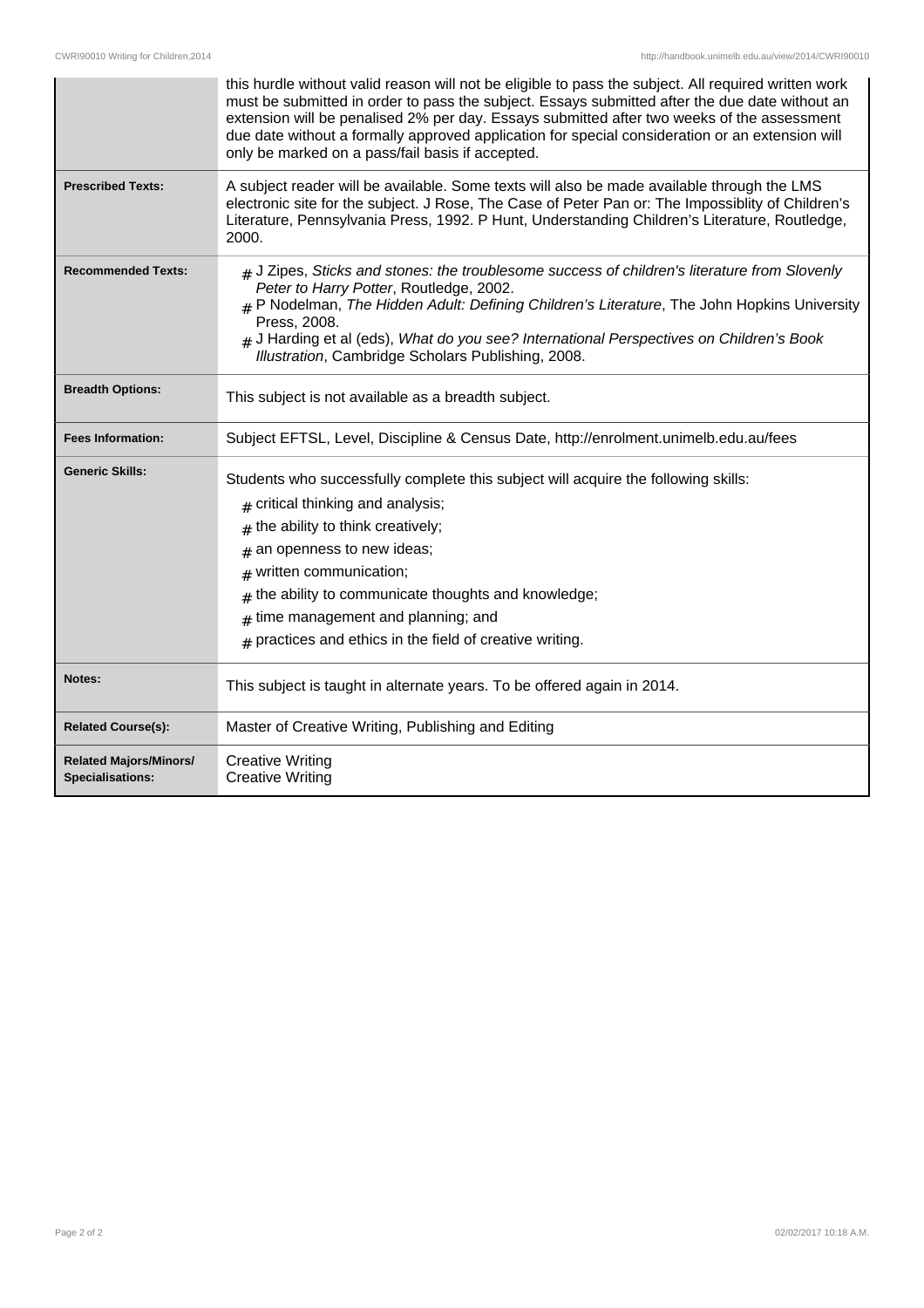| | |
|---|---|
| | this hurdle without valid reason will not be eligible to pass the subject. All required written work must be submitted in order to pass the subject. Essays submitted after the due date without an extension will be penalised 2% per day. Essays submitted after two weeks of the assessment due date without a formally approved application for special consideration or an extension will only be marked on a pass/fail basis if accepted. |
| **Prescribed Texts:** | A subject reader will be available. Some texts will also be made available through the LMS electronic site for the subject. J Rose, The Case of Peter Pan or: The Impossiblity of Children's Literature, Pennsylvania Press, 1992. P Hunt, Understanding Children's Literature, Routledge, 2000. |
| **Recommended Texts:** | # J Zipes, *Sticks and stones: the troublesome success of children's literature from Slovenly Peter to Harry Potter*, Routledge, 2002.<br># P Nodelman, *The Hidden Adult: Defining Children's Literature*, The John Hopkins University Press, 2008.<br># J Harding et al (eds), *What do you see? International Perspectives on Children's Book Illustration*, Cambridge Scholars Publishing, 2008. |
| **Breadth Options:** | This subject is not available as a breadth subject. |
| **Fees Information:** | Subject EFTSL, Level, Discipline & Census Date, http://enrolment.unimelb.edu.au/fees |
| **Generic Skills:** | Students who successfully complete this subject will acquire the following skills:<br># critical thinking and analysis;<br># the ability to think creatively;<br># an openness to new ideas;<br># written communication;<br># the ability to communicate thoughts and knowledge;<br># time management and planning; and<br># practices and ethics in the field of creative writing. |
| **Notes:** | This subject is taught in alternate years. To be offered again in 2014. |
| **Related Course(s):** | Master of Creative Writing, Publishing and Editing |
| **Related Majors/Minors/ Specialisations:** | Creative Writing<br>Creative Writing |